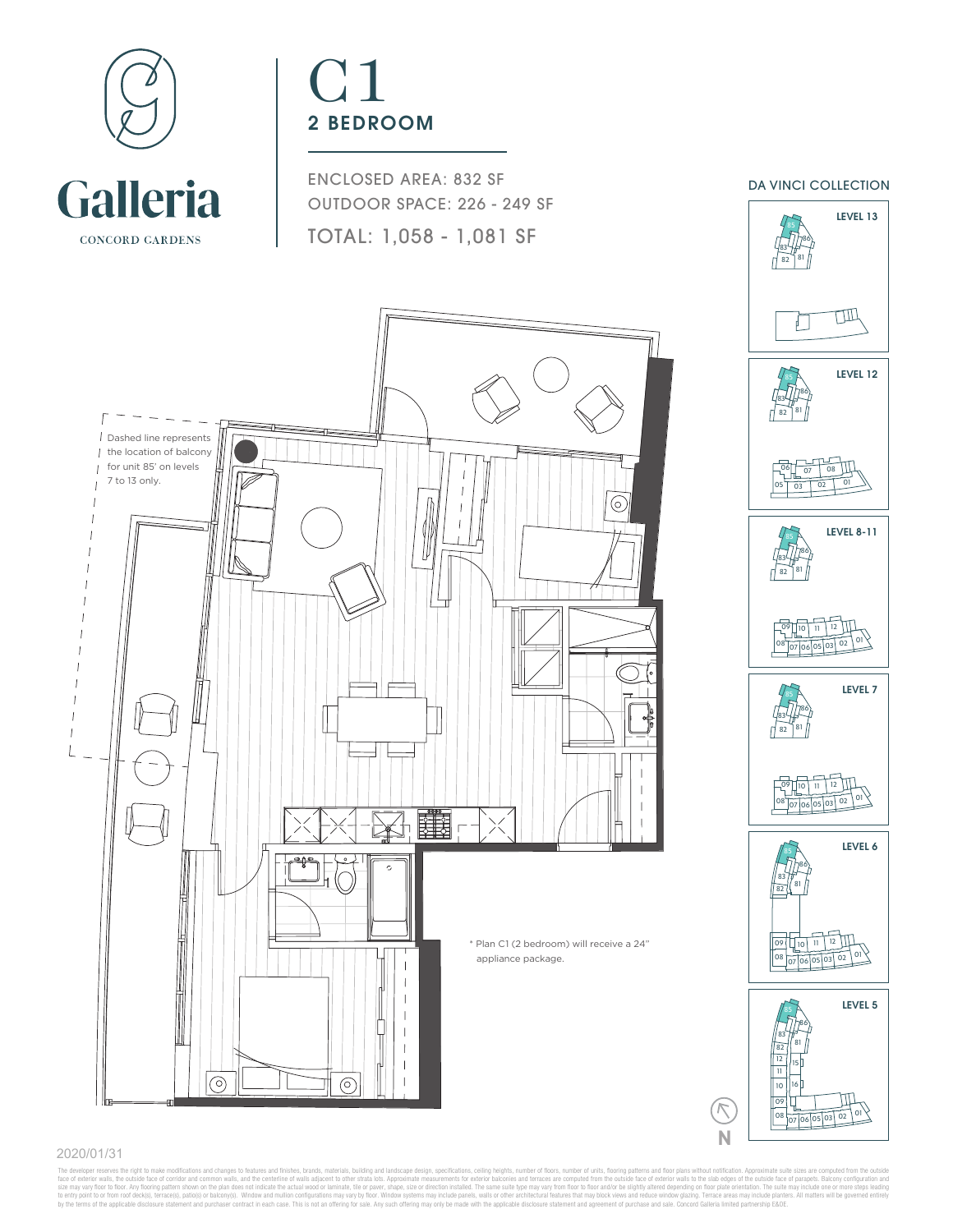# Galleria

CONCORD GARDENS

# C1

## 2 BEDROOM

ENCLOSED AREA: 832 SF

OUTDOOR SPACE: 226 - 249 SF

TOTAL: 1,058 - 1,081 SF

DA VINCI COLLECTION

LEVEL 13

LEVEL 12

LEVEL 8-11

LEVEL 7

LEVEL 6

LEVEL 5

Dashed line represents the location of balcony for unit 85' on levels 7 to 13 only.

\* Plan C1 (2 bedroom) will receive a 24" appliance package.

N

2020/01/31

The developer reserves the right to make modifications and changes to features and finishes, brands, materials, building and landscape design, specifications, ceiling heights, number of floors, number of units, flooring patterns and floor plans without notification. Approximate suite sizes are computed from the outside face of exterior walls, the outside face of corridor and common walls, and the centerline of walls adjacent to other strata lots. Approximate measurements for exterior balconies and terraces are computed from the outside face of exterior walls to the slab edges of the outside face of parapets. Balcony configuration and size may vary floor to floor. Any flooring pattern shown on the plan does not indicate the actual wood or laminate, tile or paver, shape, size or direction installed. The same suite type may vary from floor to floor and/or be slightly altered depending on floor plate orientation. The suite may include one or more steps leading to entry point to or from roof deck(s), terrace(s), patio(s) or balcony(s). Window and mullion configurations may vary by floor. Window systems may include panels, walls or other architectural features that may block views and reduce window glazing. Terrace areas may include planters. All matters will be governed entirely by the terms of the applicable disclosure statement and purchaser contract in each case. This is not an offering for sale. Any such offering may only be made with the applicable disclosure statement and agreement of purchase and sale. Concord Galleria limited partnership E&OE.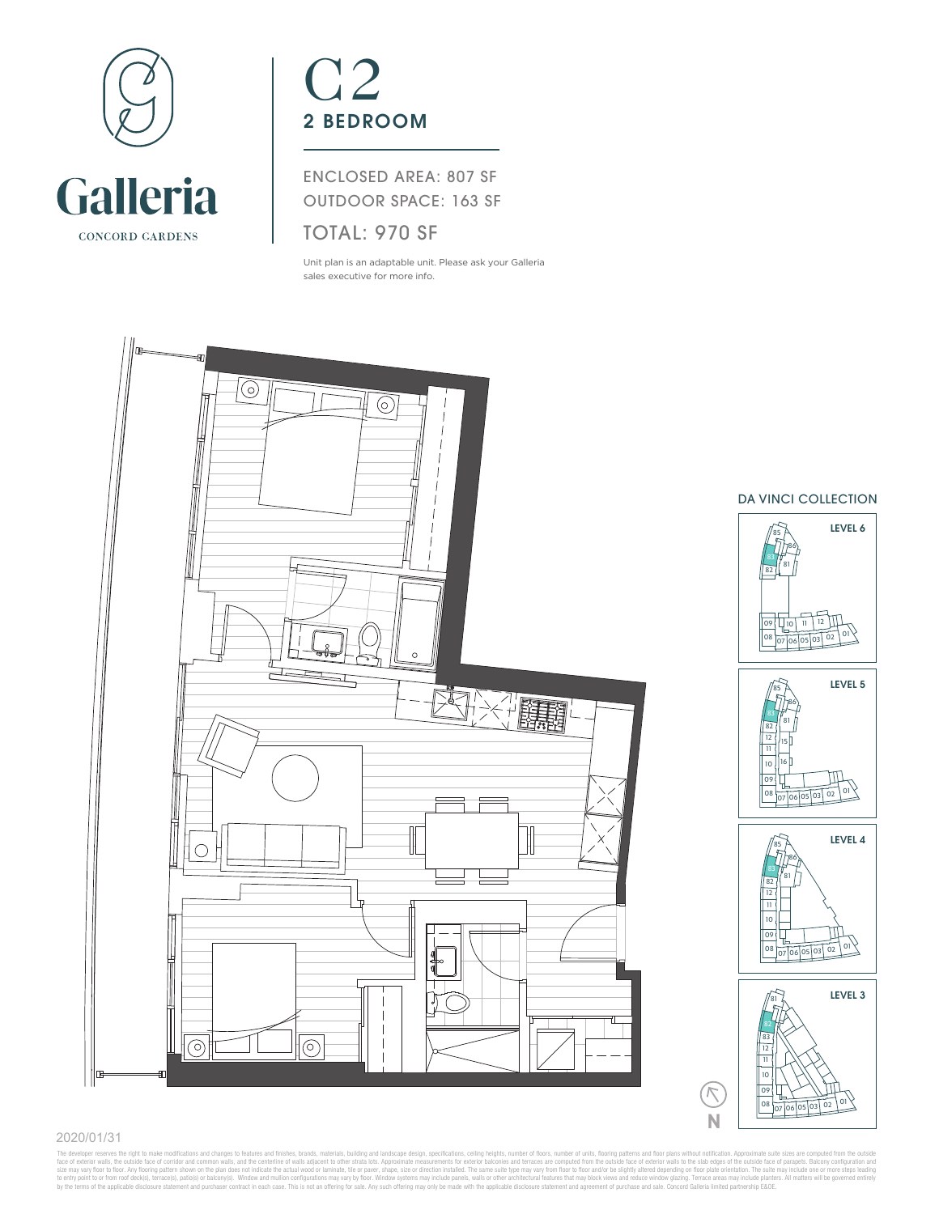# C2

## 2 BEDROOM

ENCLOSED AREA: 807 SF

OUTDOOR SPACE: 163 SF

TOTAL: 970 SF

Unit plan is an adaptable unit. Please ask your Galleria sales executive for more info.

Galleria

CONCORD GARDENS

DA VINCI COLLECTION

LEVEL 6

LEVEL 5

LEVEL 4

LEVEL 3

N

2020/01/31

The developer reserves the right to make modifications and changes to features and finishes, brands, materials, building and landscape design, specifications, ceiling heights, number of floors, number of units, flooring patterns and floor plans without notification. Approximate suite sizes are computed from the outside face of exterior walls, the outside face of corridor and common walls, and the centerline of walls adjacent to other strata lots. Approximate measurements for exterior balconies and terraces are computed from the outside face of exterior walls to the slab edges of the outside face of parapets. Balcony configuration and size may vary floor to floor. Any flooring pattern shown on the plan does not indicate the actual wood or laminate, tile or paver, shape, size or direction installed. The same suite type may vary from floor to floor and/or be slightly altered depending on floor plate orientation. The suite may include one or more steps leading to entry point to or from roof deck(s), terrace(s), patio(s) or balcony(s). Window and mullion configurations may vary by floor. Window systems may include panels, walls or other architectural features that may block views and reduce window glazing. Terrace areas may include planters. All matters will be governed entirely by the terms of the applicable disclosure statement and purchaser contract in each case. This is not an offering for sale. Any such offering may only be made with the applicable disclosure statement and agreement of purchase and sale. Concord Galleria limited partnership E&OE.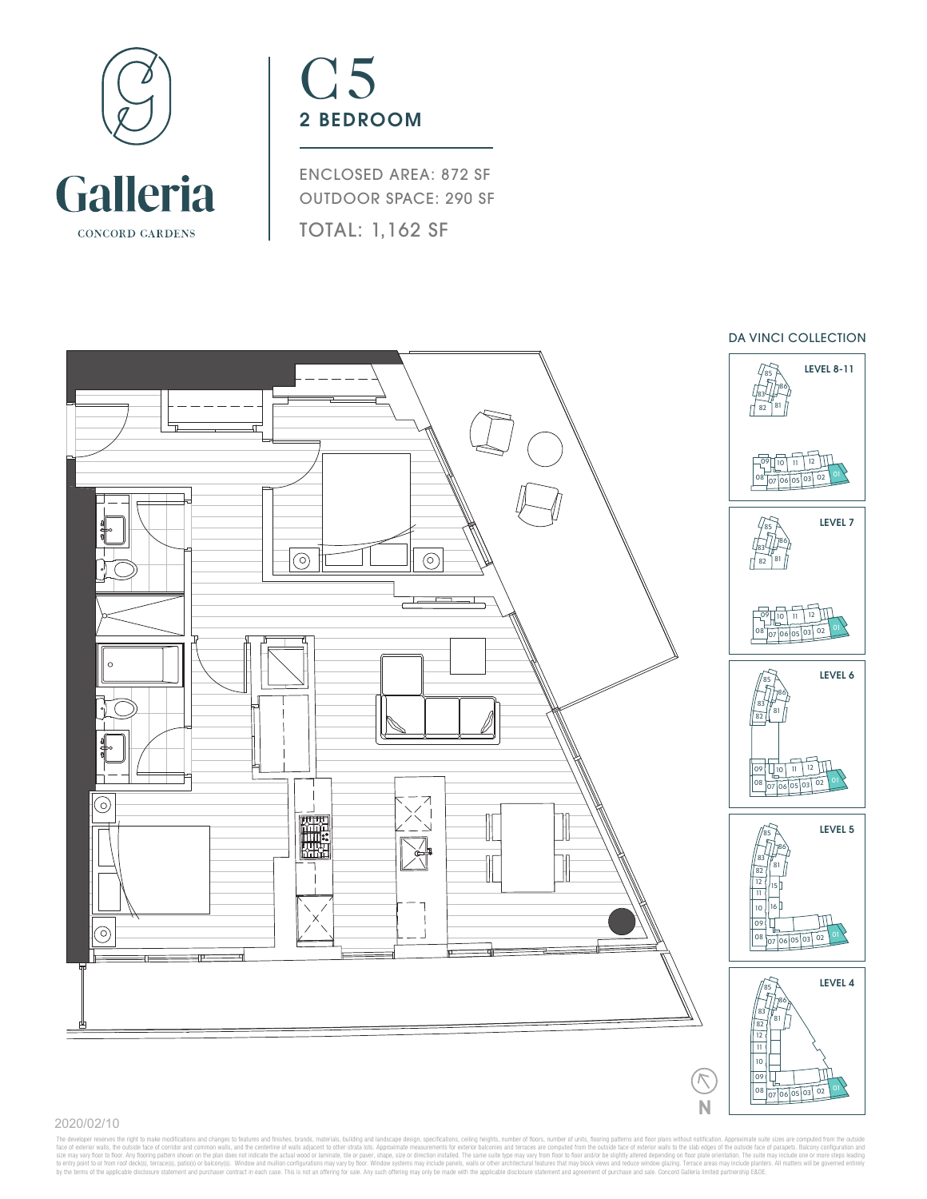Galleria

CONCORD GARDENS

# C5

## 2 BEDROOM

ENCLOSED AREA: 872 SF

OUTDOOR SPACE: 290 SF

TOTAL: 1,162 SF

DA VINCI COLLECTION

LEVEL 8-11

LEVEL 7

LEVEL 6

LEVEL 5

LEVEL 4

N

2020/02/10

The developer reserves the right to make modifications and changes to features and finishes, brands, materials, building and landscape design, specifications, ceiling heights, number of floors, number of units, flooring patterns and floor plans without notification. Approximate suite sizes are computed from the outside face of exterior walls, the outside face of corridor and common walls, and the centerline of walls adjacent to other strata lots. Approximate measurements for exterior balconies and terraces are computed from the outside face of exterior walls to the slab edges of the outside face of parapets. Balcony configuration and size may vary floor to floor. Any flooring pattern shown on the plan does not indicate the actual wood or laminate, tile or paver, shape, size or direction installed. The same suite type may vary from floor to floor and/or be slightly altered depending on floor plate orientation. The suite may include one or more steps leading to entry point to or from roof deck(s), terrace(s), patio(s) or balcony(s). Window and mullion configurations may vary by floor. Window systems may include panels, walls or other architectural features that may block views and reduce window glazing. Terrace areas may include planters. All matters will be governed entirely by the terms of the applicable disclosure statement and purchaser contract in each case. This is not an offering for sale. Any such offering may only be made with the applicable disclosure statement and agreement of purchase and sale. Concord Galleria limited partnership E&OE.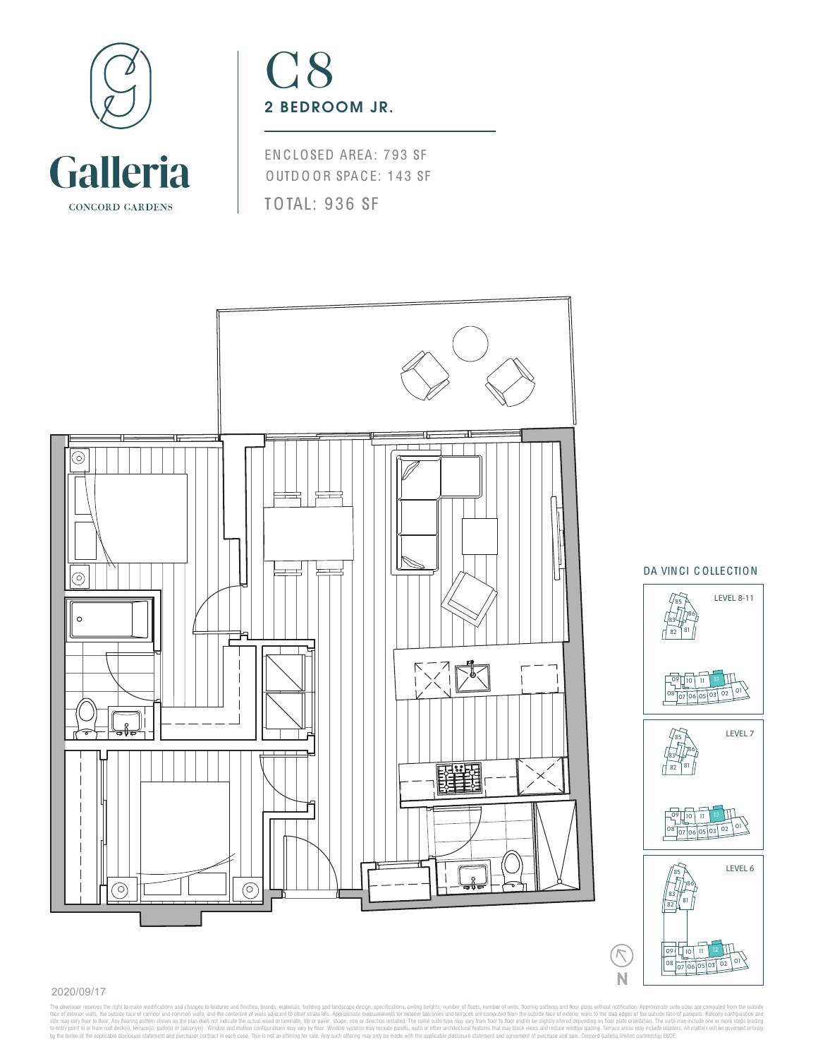Galleria

CONCORD GARDENS

# C8

## 2 BEDROOM JR.

ENCLOSED AREA: 793 SF

OUTDOOR SPACE: 143 SF

TOTAL: 936 SF

DA VINCI COLLECTION

LEVEL 8-11

LEVEL 7

LEVEL 6

N

2020/09/17

The developer reserves the right to make modifications and changes to features and finishes, brands, materials, building and landscape design, specifications, ceiling heights, number of floors, number of units, flooring patterns and floor plans without notification. Approximate suite sizes are computed from the outside face of exterior walls, the outside face of corridor and common walls, and the centerline of walls adjacent to other strata lots. Approximate measurements for exterior balconies and terraces are computed from the outside face of exterior walls to the slab edges of the outside face of parapets. Balcony configuration and size may vary floor to floor. Any flooring pattern shown on the plan does not indicate the actual wood or laminate, tile or paver, shape, size or direction installed. The same suite type may vary from floor to floor and/or be slightly altered depending on floor plate orientation. The suite may include one or more steps leading to entry point to or from roof deck(s), terrace(s), patio(s) or balcony(s). Window and mullion configurations may vary by floor. Window systems may include panels, walls or other architectural features that may block views and reduce window glazing. Terrace areas may include planters. All matters will be governed entirely by the terms of the applicable disclosure statement and purchaser contract in each case. This is not an offering for sale. Any such offering may only be made with the applicable disclosure statement and agreement of purchase and sale. Concord Galleria limited partnership E&OE.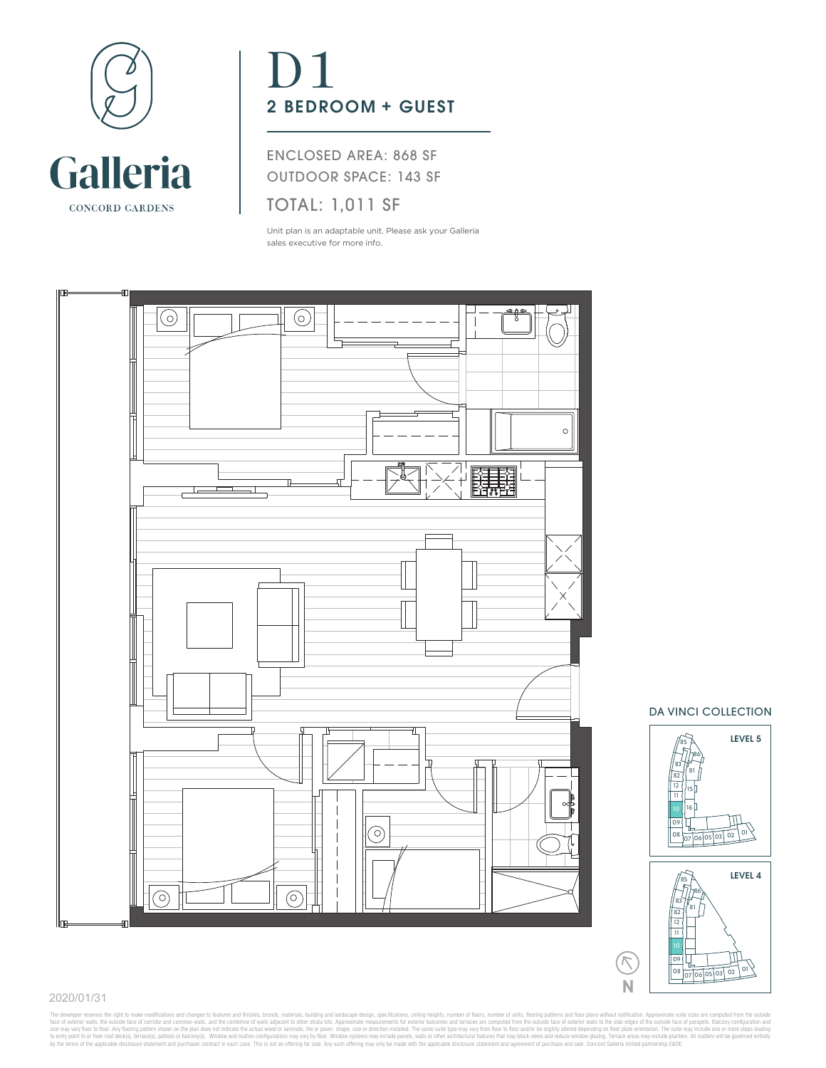Galleria

CONCORD GARDENS

# D1

## 2 BEDROOM + GUEST

ENCLOSED AREA: 868 SF

OUTDOOR SPACE: 143 SF

TOTAL: 1,011 SF

Unit plan is an adaptable unit. Please ask your Galleria sales executive for more info.

DA VINCI COLLECTION

LEVEL 5

LEVEL 4

N

2020/01/31

The developer reserves the right to make modifications and changes to features and finishes, brands, materials, building and landscape design, specifications, ceiling heights, number of floors, number of units, flooring patterns and floor plans without notification. Approximate suite sizes are computed from the outside face of exterior walls, the outside face of corridor and common walls, and the centerline of walls adjacent to other strata lots. Approximate measurements for exterior balconies and terraces are computed from the outside face of exterior walls to the slab edges of the outside face of parapets. Balcony configuration and size may vary floor to floor. Any flooring pattern shown on the plan does not indicate the actual wood or laminate, tile or paver, shape, size or direction installed. The same suite type may vary from floor to floor and/or be slightly altered depending on floor plate orientation. The suite may include one or more steps leading to entry point to or from roof deck(s), terrace(s), patio(s) or balcony(s). Window and mullion configurations may vary by floor. Window systems may include panels, walls or other architectural features that may block views and reduce window glazing. Terrace areas may include planters. All matters will be governed entirely by the terms of the applicable disclosure statement and purchaser contract in each case. This is not an offering for sale. Any such offering may only be made with the applicable disclosure statement and agreement of purchase and sale. Concord Galleria limited partnership E&OE.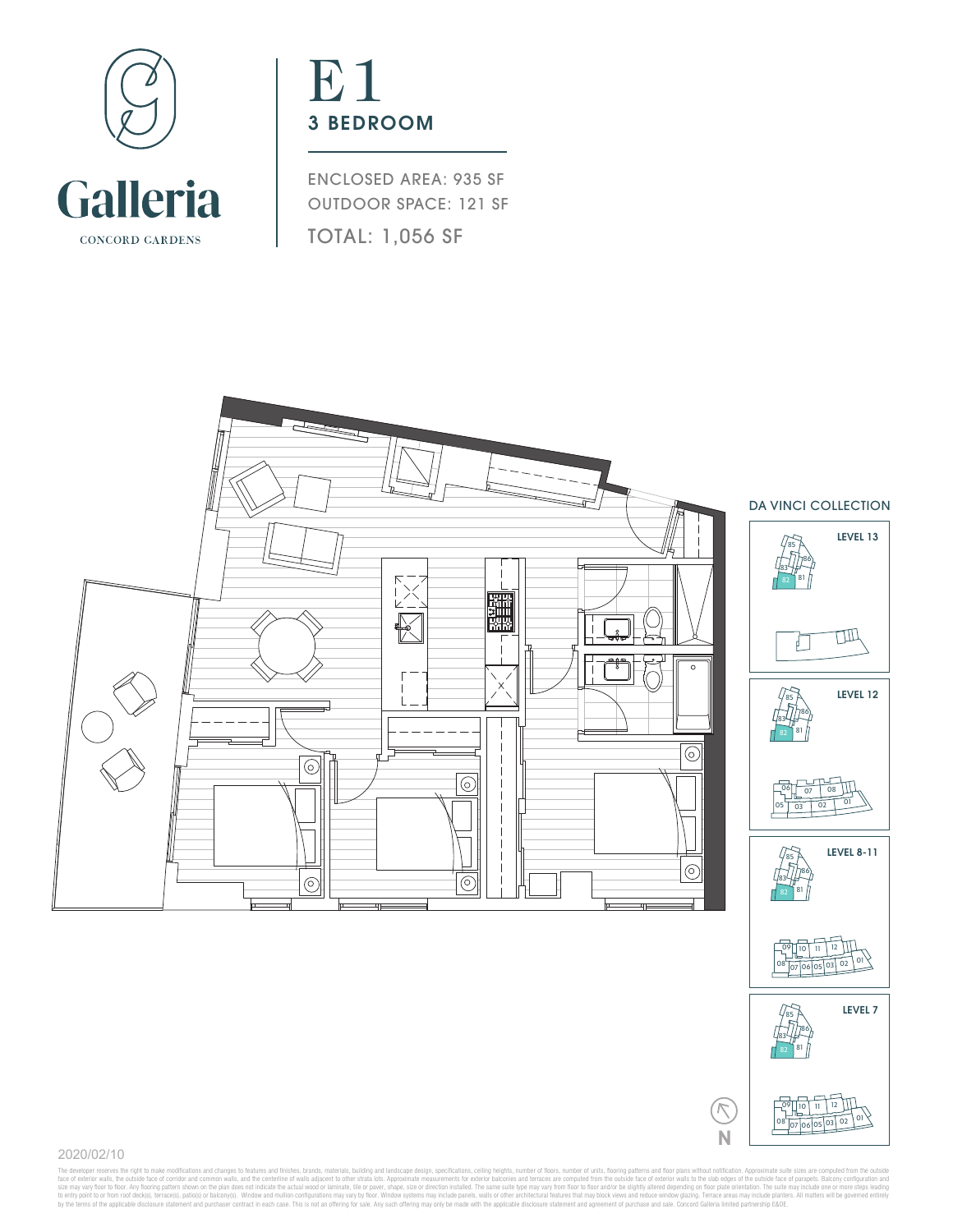Galleria

CONCORD GARDENS

# E1

## 3 BEDROOM

ENCLOSED AREA: 935 SF

OUTDOOR SPACE: 121 SF

TOTAL: 1,056 SF

DA VINCI COLLECTION

LEVEL 13

LEVEL 12

LEVEL 8-11

LEVEL 7

N

2020/02/10

The developer reserves the right to make modifications and changes to features and finishes, brands, materials, building and landscape design, specifications, ceiling heights, number of floors, number of units, flooring patterns and floor plans without notification. Approximate suite sizes are computed from the outside face of exterior walls, the outside face of corridor and common walls, and the centerline of walls adjacent to other strata lots. Approximate measurements for exterior balconies and terraces are computed from the outside face of exterior walls to the slab edges of the outside face of parapets. Balcony configuration and size may vary floor to floor. Any flooring pattern shown on the plan does not indicate the actual wood or laminate, tile or paver, shape, size or direction installed. The same suite type may vary from floor to floor and/or be slightly altered depending on floor plate orientation. The suite may include one or more steps leading to entry point to or from roof deck(s), terrace(s), patio(s) or balcony(s). Window and mullion configurations may vary by floor. Window systems may include panels, walls or other architectural features that may block views and reduce window glazing. Terrace areas may include planters. All matters will be governed entirely by the terms of the applicable disclosure statement and purchaser contract in each case. This is not an offering for sale. Any such offering may only be made with the applicable disclosure statement and agreement of purchase and sale. Concord Galleria limited partnership E&OE.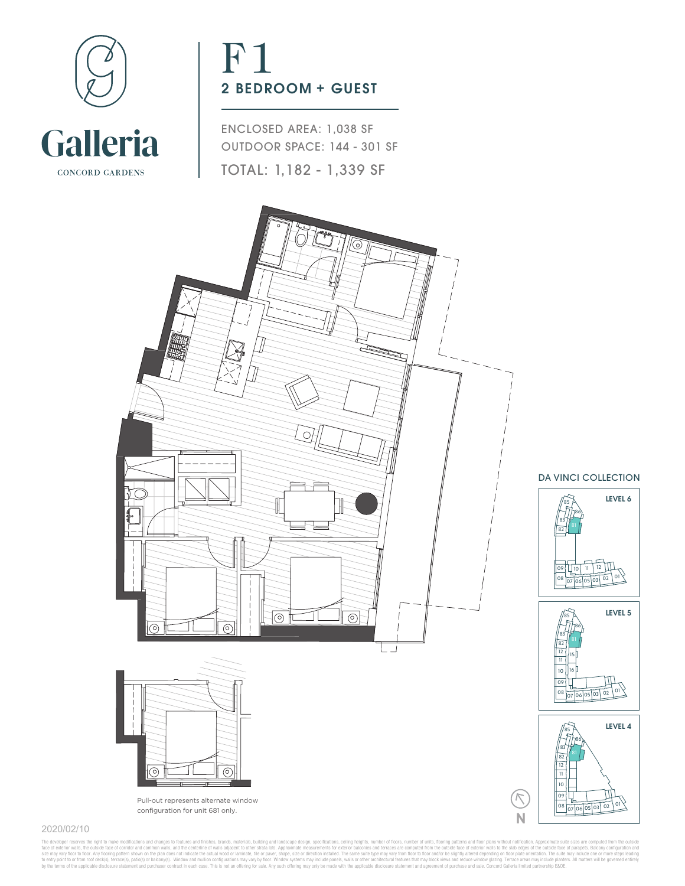Galleria

CONCORD GARDENS

# F1

## 2 BEDROOM + GUEST

ENCLOSED AREA: 1,038 SF

OUTDOOR SPACE: 144 - 301 SF

TOTAL: 1,182 - 1,339 SF

DA VINCI COLLECTION

LEVEL 6

LEVEL 5

LEVEL 4

Pull-out represents alternate window configuration for unit 681 only.

N

2020/02/10

The developer reserves the right to make modifications and changes to features and finishes, brands, materials, building and landscape design, specifications, ceiling heights, number of floors, number of units, flooring patterns and floor plans without notification. Approximate suite sizes are computed from the outside face of exterior walls, the outside face of corridor and common walls, and the centerline of walls adjacent to other strata lots. Approximate measurements for exterior balconies and terraces are computed from the outside face of exterior walls to the slab edges of the outside face of parapets. Balcony configuration and size may vary floor to floor. Any flooring pattern shown on the plan does not indicate the actual wood or laminate, tile or paver, shape, size or direction installed. The same suite type may vary from floor to floor and/or be slightly altered depending on floor plate orientation. The suite may include one or more steps leading to entry point to or from roof deck(s), terrace(s), patio(s) or balcony(s). Window and mullion configurations may vary by floor. Window systems may include panels, walls or other architectural features that may block views and reduce window glazing. Terrace areas may include planters. All matters will be governed entirely by the terms of the applicable disclosure statement and purchaser contract in each case. This is not an offering for sale. Any such offering may only be made with the applicable disclosure statement and agreement of purchase and sale. Concord Galleria limited partnership E&OE.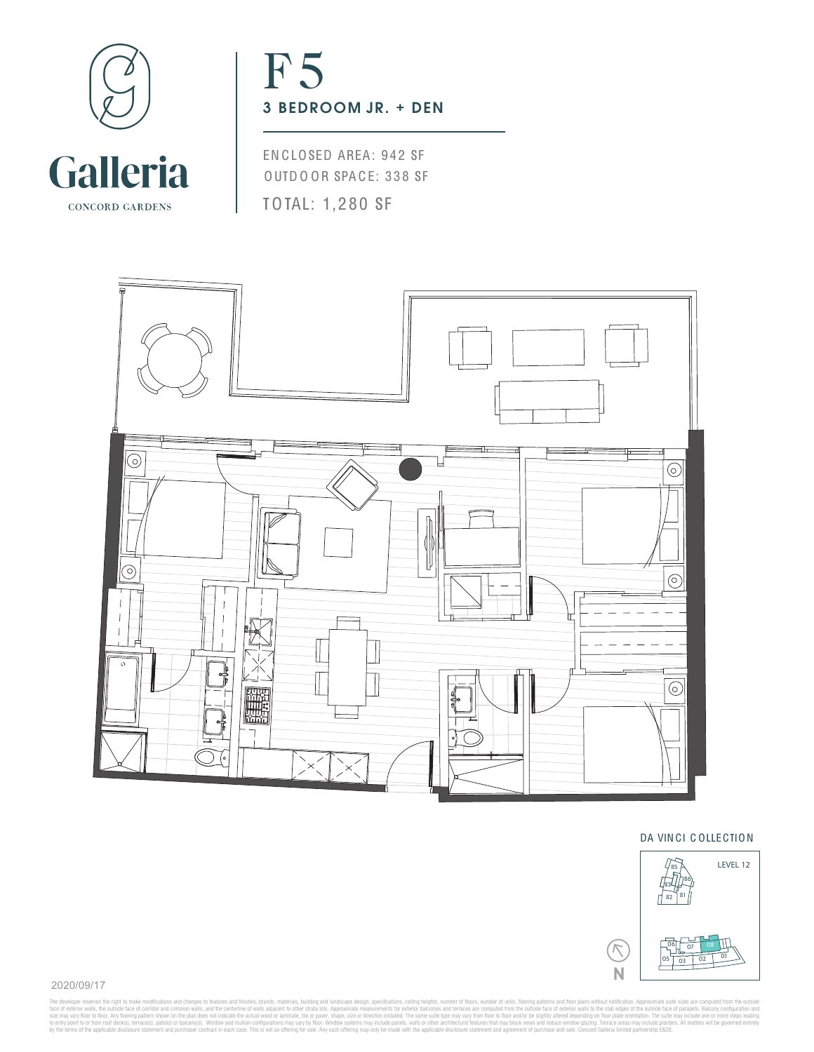Galleria

CONCORD GARDENS

# F5

## 3 BEDROOM JR. + DEN

ENCLOSED AREA: 942 SF

OUTDOOR SPACE: 338 SF

TOTAL: 1,280 SF

DA VINCI COLLECTION

LEVEL 12

85 86 83 81 82

06 07 08 05 03 02 01

N

2020/09/17

The developer reserves the right to make modifications and changes to features and finishes, brands, materials, building and landscape design, specifications, ceiling heights, number of floors, number of units, flooring patterns and floor plans without notification. Approximate suite sizes are computed from the outside face of exterior walls, the outside face of corridor and common walls, and the centerline of walls adjacent to other strata lots. Approximate measurements for exterior balconies and terraces are computed from the outside face of exterior walls to the slab edges of the outside face of parapets. Balcony configuration and size may vary floor to floor. Any flooring pattern shown on the plan does not indicate the actual wood or laminate, tile or paver, shape, size or direction installed. The same suite type may vary from floor to floor and/or be slightly altered depending on floor plate orientation. The suite may include one or more steps leading to entry point to or from roof deck(s), terrace(s), patio(s) or balcony(s). Window and mullion configurations may vary by floor. Window systems may include panels, walls or other architectural features that may block views and reduce window glazing. Terrace areas may include planters. All matters will be governed entirely by the terms of the applicable disclosure statement and purchaser contract in each case. This is not an offering for sale. Any such offering may only be made with the applicable disclosure statement and agreement of purchase and sale. Concord Galleria limited partnership E&OE.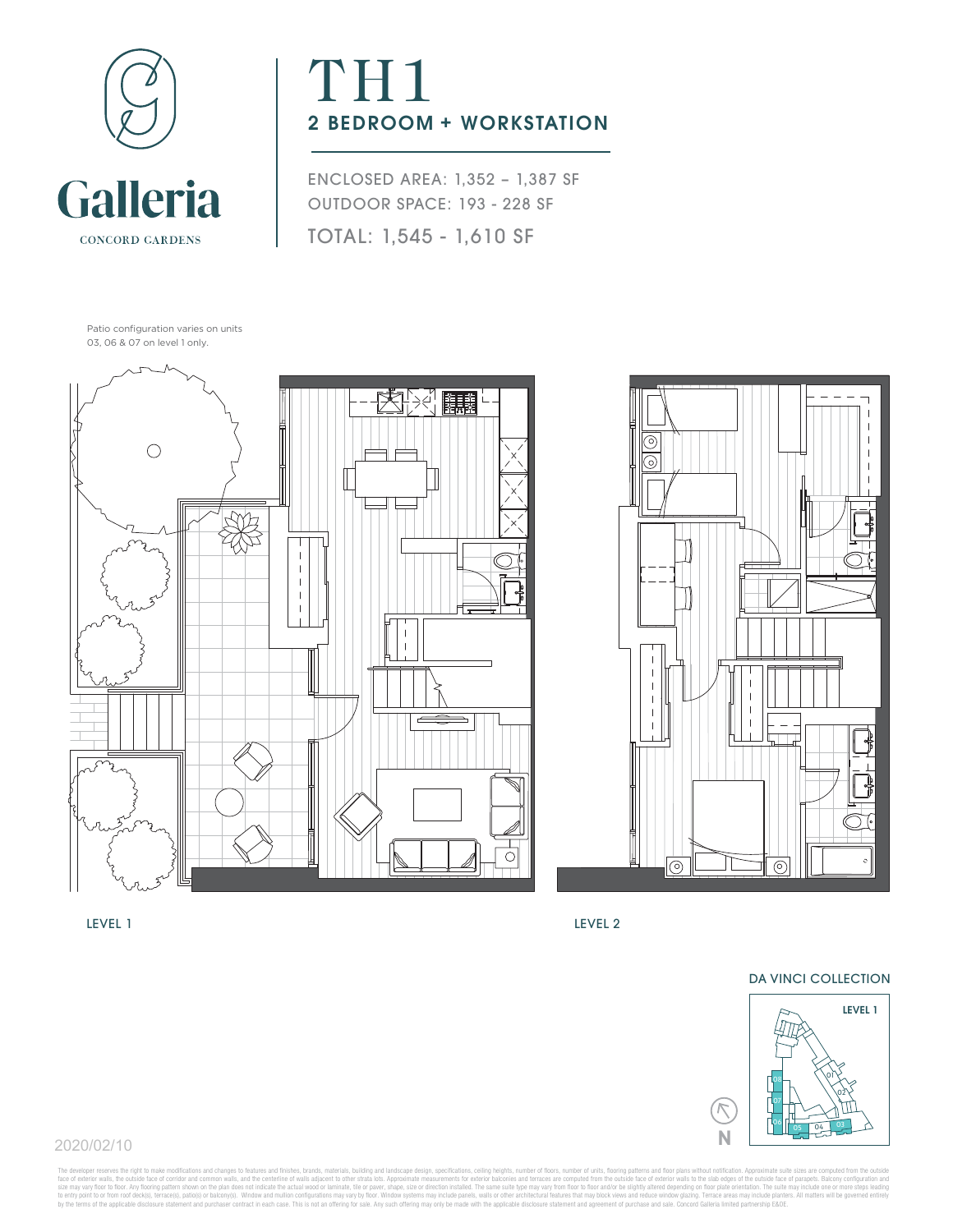Galleria

CONCORD GARDENS

# TH1

## 2 BEDROOM + WORKSTATION

ENCLOSED AREA: 1,352 – 1,387 SF

OUTDOOR SPACE: 193 - 228 SF

TOTAL: 1,545 - 1,610 SF

Patio configuration varies on units 03, 06 & 07 on level 1 only.

LEVEL 1

LEVEL 2

DA VINCI COLLECTION

LEVEL 1

01
02
03
04
05
06
07
08

N

2020/02/10

The developer reserves the right to make modifications and changes to features and finishes, brands, materials, building and landscape design, specifications, ceiling heights, number of floors, number of units, flooring patterns and floor plans without notification. Approximate suite sizes are computed from the outside face of exterior walls, the outside face of corridor and common walls, and the centerline of walls adjacent to other strata lots. Approximate measurements for exterior balconies and terraces are computed from the outside face of exterior walls to the slab edges of the outside face of parapets. Balcony configuration and size may vary floor to floor. Any flooring pattern shown on the plan does not indicate the actual wood or laminate, tile or paver, shape, size or direction installed. The same suite type may vary from floor to floor and/or be slightly altered depending on floor plate orientation. The suite may include one or more steps leading to entry point to or from roof deck(s), terrace(s), patio(s) or balcony(s). Window and mullion configurations may vary by floor. Window systems may include panels, walls or other architectural features that may block views and reduce window glazing. Terrace areas may include planters. All matters will be governed entirely by the terms of the applicable disclosure statement and purchaser contract in each case. This is not an offering for sale. Any such offering may only be made with the applicable disclosure statement and agreement of purchase and sale. Concord Galleria limited partnership E&OE.